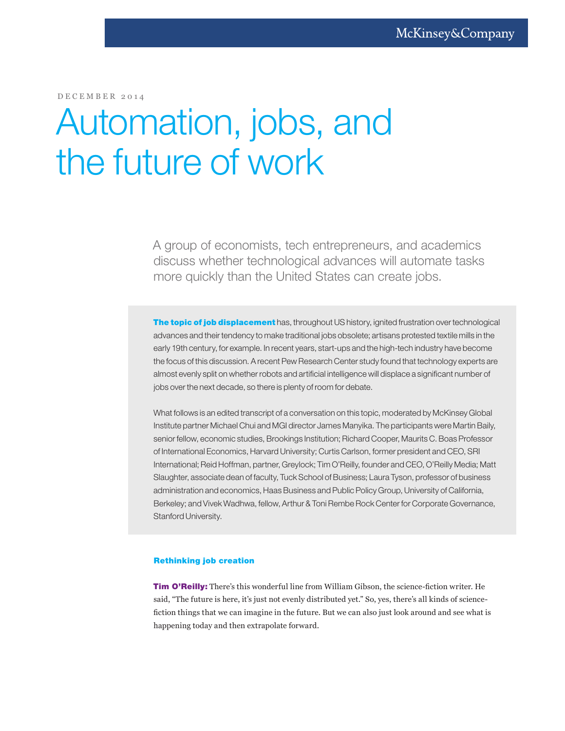DECEMBER 2014

# Automation, jobs, and the future of work

A group of economists, tech entrepreneurs, and academics discuss whether technological advances will automate tasks more quickly than the United States can create jobs.

**The topic of job displacement** has, throughout US history, ignited frustration over technological advances and their tendency to make traditional jobs obsolete; artisans protested textile mills in the early 19th century, for example. In recent years, start-ups and the high-tech industry have become the focus of this discussion. A recent Pew Research Center study found that technology experts are almost evenly split on whether robots and artificial intelligence will displace a significant number of jobs over the next decade, so there is plenty of room for debate.

What follows is an edited transcript of a conversation on this topic, moderated by McKinsey Global Institute partner Michael Chui and MGI director James Manyika. The participants were Martin Baily, senior fellow, economic studies, Brookings Institution; Richard Cooper, Maurits C. Boas Professor of International Economics, Harvard University; Curtis Carlson, former president and CEO, SRI International; Reid Hoffman, partner, Greylock; Tim O'Reilly, founder and CEO, O'Reilly Media; Matt Slaughter, associate dean of faculty, Tuck School of Business; Laura Tyson, professor of business administration and economics, Haas Business and Public Policy Group, University of California, Berkeley; and Vivek Wadhwa, fellow, Arthur & Toni Rembe Rock Center for Corporate Governance, Stanford University.

### Rethinking job creation

**Tim O'Reilly:** There's this wonderful line from William Gibson, the science-fiction writer. He said, "The future is here, it's just not evenly distributed yet." So, yes, there's all kinds of science-fiction things that we can imagine in the future. But we can also just look around and see what is happening today and then extrapolate forward.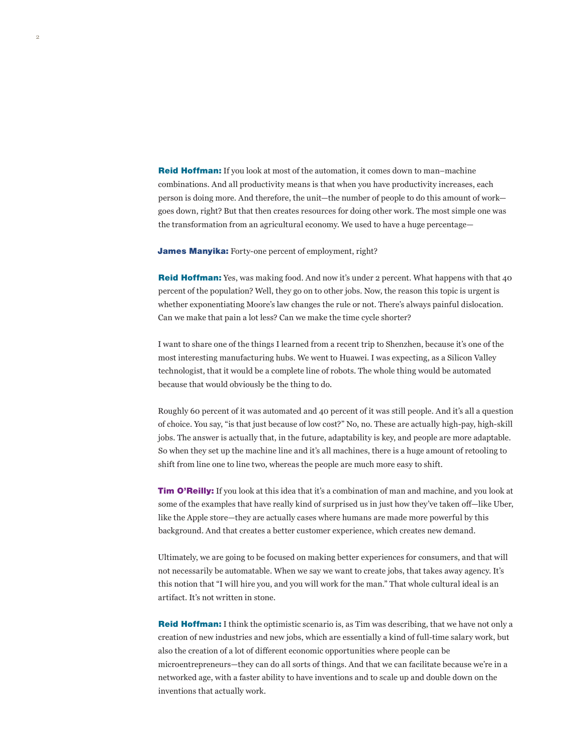**Reid Hoffman:** If you look at most of the automation, it comes down to man–machine combinations. And all productivity means is that when you have productivity increases, each person is doing more. And therefore, the unit—the number of people to do this amount of work—goes down, right? But that then creates resources for doing other work. The most simple one was the transformation from an agricultural economy. We used to have a huge percentage—

**James Manyika:** Forty-one percent of employment, right?

**Reid Hoffman:** Yes, was making food. And now it's under 2 percent. What happens with that 40 percent of the population? Well, they go on to other jobs. Now, the reason this topic is urgent is whether exponentiating Moore's law changes the rule or not. There's always painful dislocation. Can we make that pain a lot less? Can we make the time cycle shorter?

I want to share one of the things I learned from a recent trip to Shenzhen, because it's one of the most interesting manufacturing hubs. We went to Huawei. I was expecting, as a Silicon Valley technologist, that it would be a complete line of robots. The whole thing would be automated because that would obviously be the thing to do.

Roughly 60 percent of it was automated and 40 percent of it was still people. And it's all a question of choice. You say, "is that just because of low cost?" No, no. These are actually high-pay, high-skill jobs. The answer is actually that, in the future, adaptability is key, and people are more adaptable. So when they set up the machine line and it's all machines, there is a huge amount of retooling to shift from line one to line two, whereas the people are much more easy to shift.

**Tim O'Reilly:** If you look at this idea that it's a combination of man and machine, and you look at some of the examples that have really kind of surprised us in just how they've taken off—like Uber, like the Apple store—they are actually cases where humans are made more powerful by this background. And that creates a better customer experience, which creates new demand.

Ultimately, we are going to be focused on making better experiences for consumers, and that will not necessarily be automatable. When we say we want to create jobs, that takes away agency. It's this notion that "I will hire you, and you will work for the man." That whole cultural ideal is an artifact. It's not written in stone.

**Reid Hoffman:** I think the optimistic scenario is, as Tim was describing, that we have not only a creation of new industries and new jobs, which are essentially a kind of full-time salary work, but also the creation of a lot of different economic opportunities where people can be microentrepreneurs—they can do all sorts of things. And that we can facilitate because we're in a networked age, with a faster ability to have inventions and to scale up and double down on the inventions that actually work.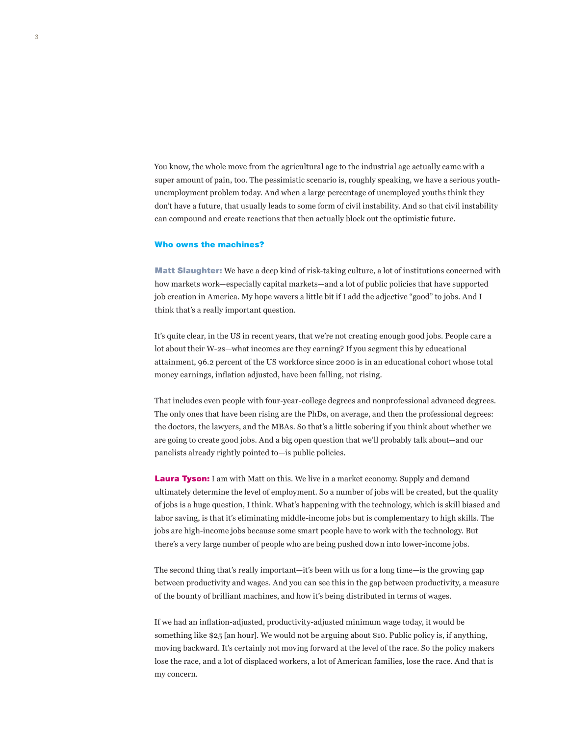You know, the whole move from the agricultural age to the industrial age actually came with a super amount of pain, too. The pessimistic scenario is, roughly speaking, we have a serious youth-unemployment problem today. And when a large percentage of unemployed youths think they don't have a future, that usually leads to some form of civil instability. And so that civil instability can compound and create reactions that then actually block out the optimistic future.

### Who owns the machines?

**Matt Slaughter:** We have a deep kind of risk-taking culture, a lot of institutions concerned with how markets work—especially capital markets—and a lot of public policies that have supported job creation in America. My hope wavers a little bit if I add the adjective "good" to jobs. And I think that's a really important question.

It's quite clear, in the US in recent years, that we're not creating enough good jobs. People care a lot about their W-2s—what incomes are they earning? If you segment this by educational attainment, 96.2 percent of the US workforce since 2000 is in an educational cohort whose total money earnings, inflation adjusted, have been falling, not rising.

That includes even people with four-year-college degrees and nonprofessional advanced degrees. The only ones that have been rising are the PhDs, on average, and then the professional degrees: the doctors, the lawyers, and the MBAs. So that's a little sobering if you think about whether we are going to create good jobs. And a big open question that we'll probably talk about—and our panelists already rightly pointed to—is public policies.

**Laura Tyson:** I am with Matt on this. We live in a market economy. Supply and demand ultimately determine the level of employment. So a number of jobs will be created, but the quality of jobs is a huge question, I think. What's happening with the technology, which is skill biased and labor saving, is that it's eliminating middle-income jobs but is complementary to high skills. The jobs are high-income jobs because some smart people have to work with the technology. But there's a very large number of people who are being pushed down into lower-income jobs.

The second thing that's really important—it's been with us for a long time—is the growing gap between productivity and wages. And you can see this in the gap between productivity, a measure of the bounty of brilliant machines, and how it's being distributed in terms of wages.

If we had an inflation-adjusted, productivity-adjusted minimum wage today, it would be something like $25 [an hour]. We would not be arguing about $10. Public policy is, if anything, moving backward. It's certainly not moving forward at the level of the race. So the policy makers lose the race, and a lot of displaced workers, a lot of American families, lose the race. And that is my concern.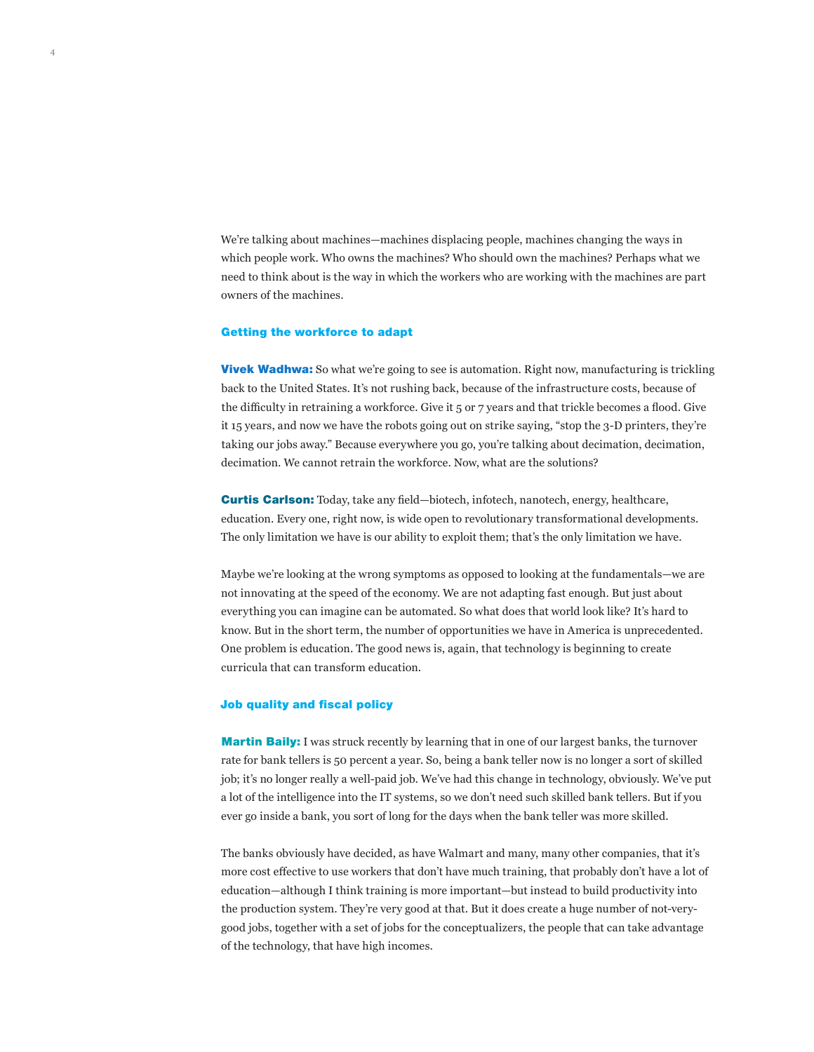We're talking about machines—machines displacing people, machines changing the ways in which people work. Who owns the machines? Who should own the machines? Perhaps what we need to think about is the way in which the workers who are working with the machines are part owners of the machines.

## Getting the workforce to adapt

**Vivek Wadhwa:** So what we're going to see is automation. Right now, manufacturing is trickling back to the United States. It's not rushing back, because of the infrastructure costs, because of the difficulty in retraining a workforce. Give it 5 or 7 years and that trickle becomes a flood. Give it 15 years, and now we have the robots going out on strike saying, "stop the 3-D printers, they're taking our jobs away." Because everywhere you go, you're talking about decimation, decimation, decimation. We cannot retrain the workforce. Now, what are the solutions?

**Curtis Carlson:** Today, take any field—biotech, infotech, nanotech, energy, healthcare, education. Every one, right now, is wide open to revolutionary transformational developments. The only limitation we have is our ability to exploit them; that's the only limitation we have.

Maybe we're looking at the wrong symptoms as opposed to looking at the fundamentals—we are not innovating at the speed of the economy. We are not adapting fast enough. But just about everything you can imagine can be automated. So what does that world look like? It's hard to know. But in the short term, the number of opportunities we have in America is unprecedented. One problem is education. The good news is, again, that technology is beginning to create curricula that can transform education.

## Job quality and fiscal policy

**Martin Baily:** I was struck recently by learning that in one of our largest banks, the turnover rate for bank tellers is 50 percent a year. So, being a bank teller now is no longer a sort of skilled job; it's no longer really a well-paid job. We've had this change in technology, obviously. We've put a lot of the intelligence into the IT systems, so we don't need such skilled bank tellers. But if you ever go inside a bank, you sort of long for the days when the bank teller was more skilled.

The banks obviously have decided, as have Walmart and many, many other companies, that it's more cost effective to use workers that don't have much training, that probably don't have a lot of education—although I think training is more important—but instead to build productivity into the production system. They're very good at that. But it does create a huge number of not-very-good jobs, together with a set of jobs for the conceptualizers, the people that can take advantage of the technology, that have high incomes.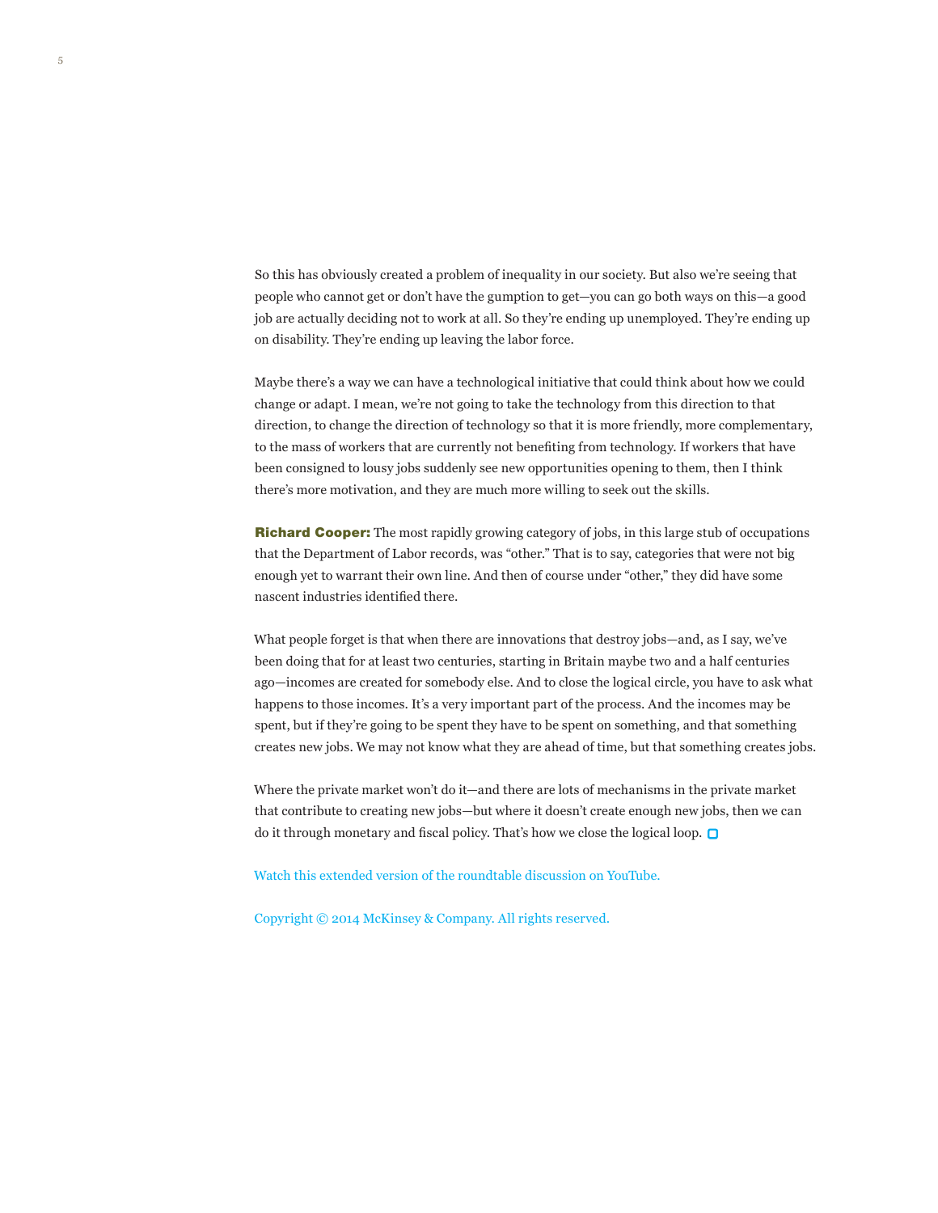So this has obviously created a problem of inequality in our society. But also we're seeing that people who cannot get or don't have the gumption to get—you can go both ways on this—a good job are actually deciding not to work at all. So they're ending up unemployed. They're ending up on disability. They're ending up leaving the labor force.

Maybe there's a way we can have a technological initiative that could think about how we could change or adapt. I mean, we're not going to take the technology from this direction to that direction, to change the direction of technology so that it is more friendly, more complementary, to the mass of workers that are currently not benefiting from technology. If workers that have been consigned to lousy jobs suddenly see new opportunities opening to them, then I think there's more motivation, and they are much more willing to seek out the skills.

**Richard Cooper:** The most rapidly growing category of jobs, in this large stub of occupations that the Department of Labor records, was "other." That is to say, categories that were not big enough yet to warrant their own line. And then of course under "other," they did have some nascent industries identified there.

What people forget is that when there are innovations that destroy jobs—and, as I say, we've been doing that for at least two centuries, starting in Britain maybe two and a half centuries ago—incomes are created for somebody else. And to close the logical circle, you have to ask what happens to those incomes. It's a very important part of the process. And the incomes may be spent, but if they're going to be spent they have to be spent on something, and that something creates new jobs. We may not know what they are ahead of time, but that something creates jobs.

Where the private market won't do it—and there are lots of mechanisms in the private market that contribute to creating new jobs—but where it doesn't create enough new jobs, then we can do it through monetary and fiscal policy. That's how we close the logical loop.

Watch this extended version of the roundtable discussion on YouTube.

Copyright © 2014 McKinsey & Company. All rights reserved.